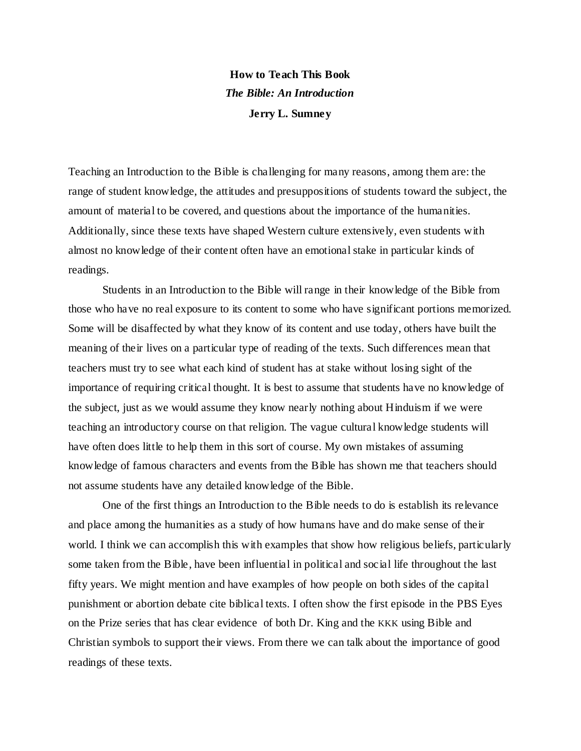# How to Teach This Book

***The Bible: An Introduction***

**Jerry L. Sumney**

Teaching an Introduction to the Bible is challenging for many reasons, among them are: the range of student knowledge, the attitudes and presuppositions of students toward the subject, the amount of material to be covered, and questions about the importance of the humanities. Additionally, since these texts have shaped Western culture extensively, even students with almost no knowledge of their content often have an emotional stake in particular kinds of readings.

Students in an Introduction to the Bible will range in their knowledge of the Bible from those who have no real exposure to its content to some who have significant portions memorized. Some will be disaffected by what they know of its content and use today, others have built the meaning of their lives on a particular type of reading of the texts. Such differences mean that teachers must try to see what each kind of student has at stake without losing sight of the importance of requiring critical thought. It is best to assume that students have no knowledge of the subject, just as we would assume they know nearly nothing about Hinduism if we were teaching an introductory course on that religion. The vague cultural knowledge students will have often does little to help them in this sort of course. My own mistakes of assuming knowledge of famous characters and events from the Bible has shown me that teachers should not assume students have any detailed knowledge of the Bible.

One of the first things an Introduction to the Bible needs to do is establish its relevance and place among the humanities as a study of how humans have and do make sense of their world. I think we can accomplish this with examples that show how religious beliefs, particularly some taken from the Bible, have been influential in political and social life throughout the last fifty years. We might mention and have examples of how people on both sides of the capital punishment or abortion debate cite biblical texts. I often show the first episode in the PBS Eyes on the Prize series that has clear evidence of both Dr. King and the KKK using Bible and Christian symbols to support their views. From there we can talk about the importance of good readings of these texts.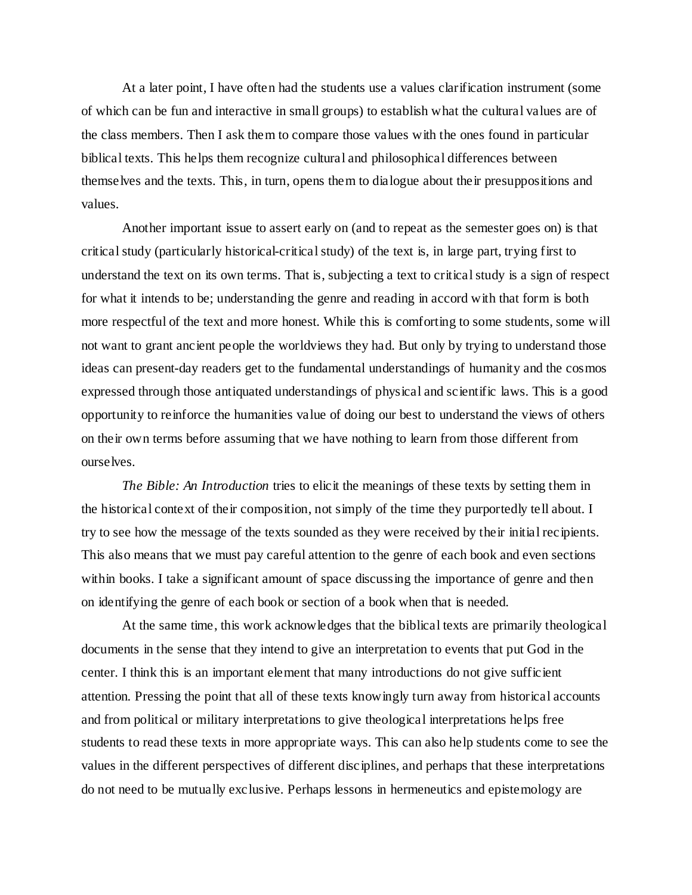At a later point, I have often had the students use a values clarification instrument (some of which can be fun and interactive in small groups) to establish what the cultural values are of the class members. Then I ask them to compare those values with the ones found in particular biblical texts. This helps them recognize cultural and philosophical differences between themselves and the texts. This, in turn, opens them to dialogue about their presuppositions and values.

Another important issue to assert early on (and to repeat as the semester goes on) is that critical study (particularly historical-critical study) of the text is, in large part, trying first to understand the text on its own terms. That is, subjecting a text to critical study is a sign of respect for what it intends to be; understanding the genre and reading in accord with that form is both more respectful of the text and more honest. While this is comforting to some students, some will not want to grant ancient people the worldviews they had. But only by trying to understand those ideas can present-day readers get to the fundamental understandings of humanity and the cosmos expressed through those antiquated understandings of physical and scientific laws. This is a good opportunity to reinforce the humanities value of doing our best to understand the views of others on their own terms before assuming that we have nothing to learn from those different from ourselves.

*The Bible: An Introduction* tries to elicit the meanings of these texts by setting them in the historical context of their composition, not simply of the time they purportedly tell about. I try to see how the message of the texts sounded as they were received by their initial recipients. This also means that we must pay careful attention to the genre of each book and even sections within books. I take a significant amount of space discussing the importance of genre and then on identifying the genre of each book or section of a book when that is needed.

At the same time, this work acknowledges that the biblical texts are primarily theological documents in the sense that they intend to give an interpretation to events that put God in the center. I think this is an important element that many introductions do not give sufficient attention. Pressing the point that all of these texts knowingly turn away from historical accounts and from political or military interpretations to give theological interpretations helps free students to read these texts in more appropriate ways. This can also help students come to see the values in the different perspectives of different disciplines, and perhaps that these interpretations do not need to be mutually exclusive. Perhaps lessons in hermeneutics and epistemology are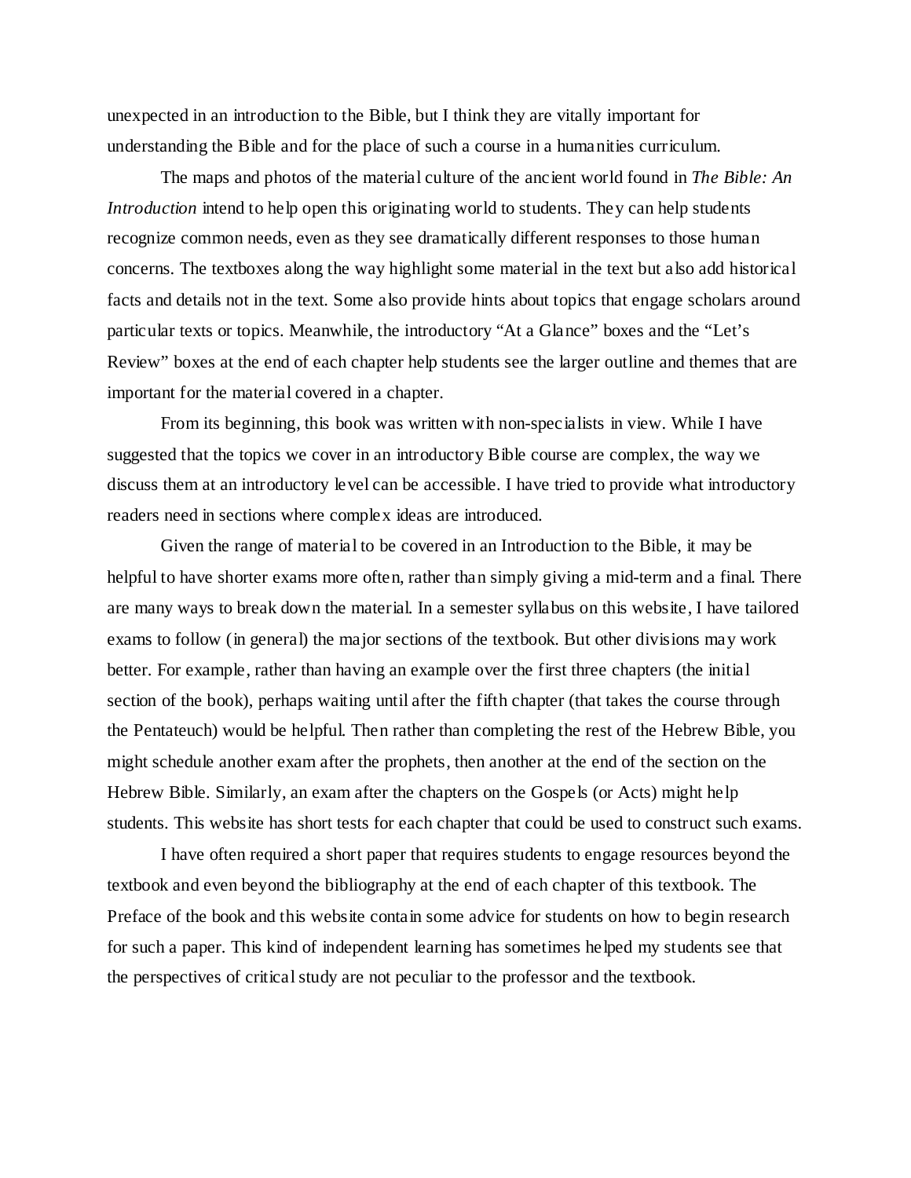unexpected in an introduction to the Bible, but I think they are vitally important for understanding the Bible and for the place of such a course in a humanities curriculum.

The maps and photos of the material culture of the ancient world found in *The Bible: An Introduction* intend to help open this originating world to students. They can help students recognize common needs, even as they see dramatically different responses to those human concerns. The textboxes along the way highlight some material in the text but also add historical facts and details not in the text. Some also provide hints about topics that engage scholars around particular texts or topics. Meanwhile, the introductory "At a Glance" boxes and the "Let's Review" boxes at the end of each chapter help students see the larger outline and themes that are important for the material covered in a chapter.

From its beginning, this book was written with non-specialists in view. While I have suggested that the topics we cover in an introductory Bible course are complex, the way we discuss them at an introductory level can be accessible. I have tried to provide what introductory readers need in sections where complex ideas are introduced.

Given the range of material to be covered in an Introduction to the Bible, it may be helpful to have shorter exams more often, rather than simply giving a mid-term and a final. There are many ways to break down the material. In a semester syllabus on this website, I have tailored exams to follow (in general) the major sections of the textbook. But other divisions may work better. For example, rather than having an example over the first three chapters (the initial section of the book), perhaps waiting until after the fifth chapter (that takes the course through the Pentateuch) would be helpful. Then rather than completing the rest of the Hebrew Bible, you might schedule another exam after the prophets, then another at the end of the section on the Hebrew Bible. Similarly, an exam after the chapters on the Gospels (or Acts) might help students. This website has short tests for each chapter that could be used to construct such exams.

I have often required a short paper that requires students to engage resources beyond the textbook and even beyond the bibliography at the end of each chapter of this textbook. The Preface of the book and this website contain some advice for students on how to begin research for such a paper. This kind of independent learning has sometimes helped my students see that the perspectives of critical study are not peculiar to the professor and the textbook.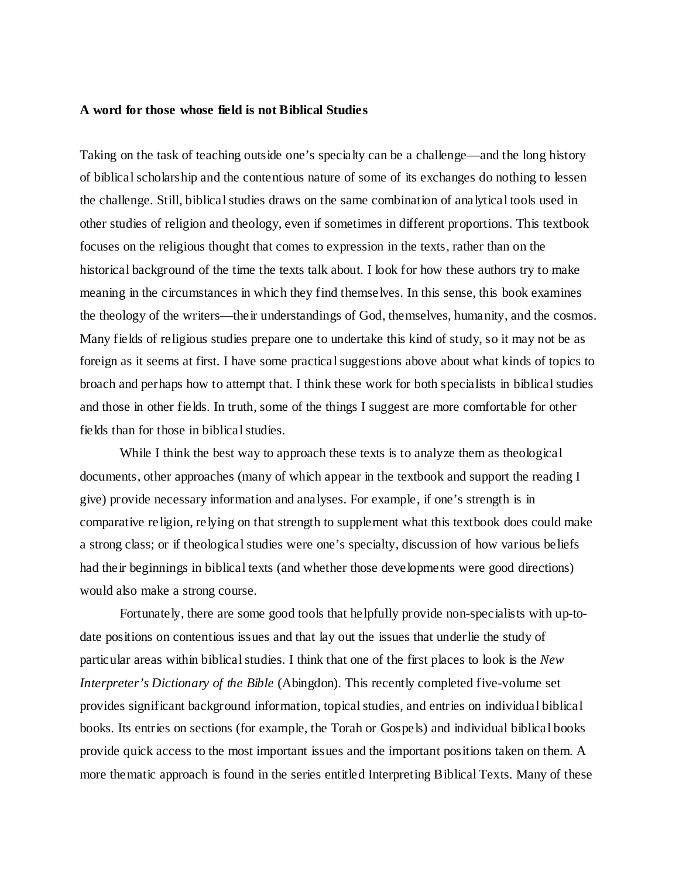**A word for those whose field is not Biblical Studies**

Taking on the task of teaching outside one's specialty can be a challenge—and the long history of biblical scholarship and the contentious nature of some of its exchanges do nothing to lessen the challenge. Still, biblical studies draws on the same combination of analytical tools used in other studies of religion and theology, even if sometimes in different proportions. This textbook focuses on the religious thought that comes to expression in the texts, rather than on the historical background of the time the texts talk about. I look for how these authors try to make meaning in the circumstances in which they find themselves. In this sense, this book examines the theology of the writers—their understandings of God, themselves, humanity, and the cosmos. Many fields of religious studies prepare one to undertake this kind of study, so it may not be as foreign as it seems at first. I have some practical suggestions above about what kinds of topics to broach and perhaps how to attempt that. I think these work for both specialists in biblical studies and those in other fields. In truth, some of the things I suggest are more comfortable for other fields than for those in biblical studies.

While I think the best way to approach these texts is to analyze them as theological documents, other approaches (many of which appear in the textbook and support the reading I give) provide necessary information and analyses. For example, if one's strength is in comparative religion, relying on that strength to supplement what this textbook does could make a strong class; or if theological studies were one's specialty, discussion of how various beliefs had their beginnings in biblical texts (and whether those developments were good directions) would also make a strong course.

Fortunately, there are some good tools that helpfully provide non-specialists with up-to-date positions on contentious issues and that lay out the issues that underlie the study of particular areas within biblical studies. I think that one of the first places to look is the *New Interpreter's Dictionary of the Bible* (Abingdon). This recently completed five-volume set provides significant background information, topical studies, and entries on individual biblical books. Its entries on sections (for example, the Torah or Gospels) and individual biblical books provide quick access to the most important issues and the important positions taken on them. A more thematic approach is found in the series entitled Interpreting Biblical Texts. Many of these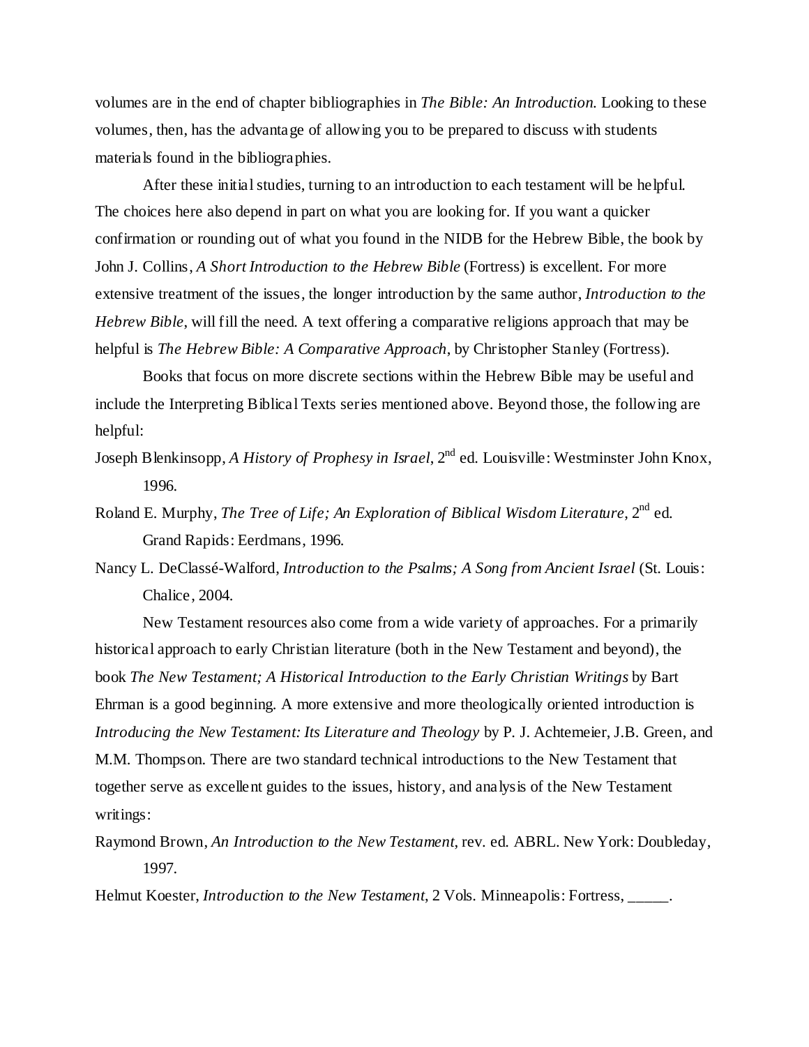volumes are in the end of chapter bibliographies in *The Bible: An Introduction.* Looking to these volumes, then, has the advantage of allowing you to be prepared to discuss with students materials found in the bibliographies.

After these initial studies, turning to an introduction to each testament will be helpful. The choices here also depend in part on what you are looking for. If you want a quicker confirmation or rounding out of what you found in the NIDB for the Hebrew Bible, the book by John J. Collins, *A Short Introduction to the Hebrew Bible* (Fortress) is excellent. For more extensive treatment of the issues, the longer introduction by the same author, *Introduction to the Hebrew Bible*, will fill the need. A text offering a comparative religions approach that may be helpful is *The Hebrew Bible: A Comparative Approach*, by Christopher Stanley (Fortress).

Books that focus on more discrete sections within the Hebrew Bible may be useful and include the Interpreting Biblical Texts series mentioned above. Beyond those, the following are helpful:

Joseph Blenkinsopp, *A History of Prophesy in Israel*, 2nd ed. Louisville: Westminster John Knox, 1996.

Roland E. Murphy, *The Tree of Life; An Exploration of Biblical Wisdom Literature*, 2nd ed. Grand Rapids: Eerdmans, 1996.

Nancy L. DeClassé-Walford, *Introduction to the Psalms; A Song from Ancient Israel* (St. Louis: Chalice, 2004.

New Testament resources also come from a wide variety of approaches. For a primarily historical approach to early Christian literature (both in the New Testament and beyond), the book *The New Testament; A Historical Introduction to the Early Christian Writings* by Bart Ehrman is a good beginning. A more extensive and more theologically oriented introduction is *Introducing the New Testament: Its Literature and Theology* by P. J. Achtemeier, J.B. Green, and M.M. Thompson. There are two standard technical introductions to the New Testament that together serve as excellent guides to the issues, history, and analysis of the New Testament writings:

Raymond Brown, *An Introduction to the New Testament*, rev. ed. ABRL. New York: Doubleday, 1997.

Helmut Koester, *Introduction to the New Testament*, 2 Vols. Minneapolis: Fortress, _____.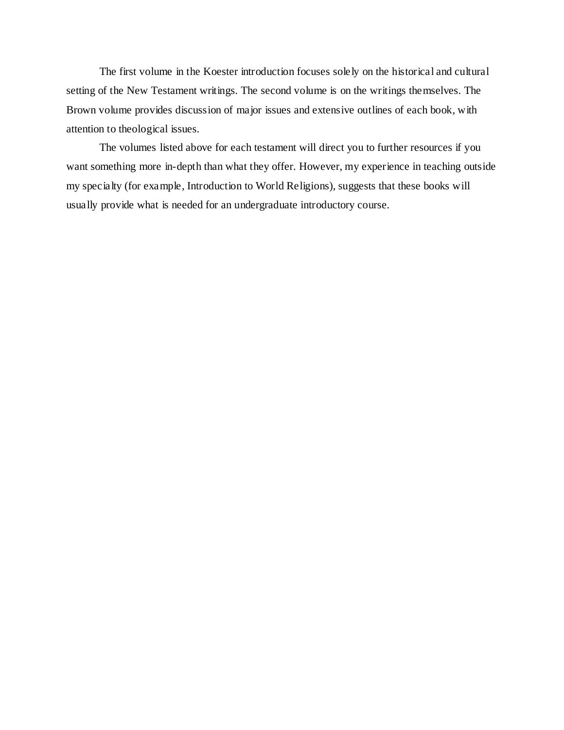The first volume in the Koester introduction focuses solely on the historical and cultural setting of the New Testament writings. The second volume is on the writings themselves. The Brown volume provides discussion of major issues and extensive outlines of each book, with attention to theological issues.

The volumes listed above for each testament will direct you to further resources if you want something more in-depth than what they offer. However, my experience in teaching outside my specialty (for example, Introduction to World Religions), suggests that these books will usually provide what is needed for an undergraduate introductory course.